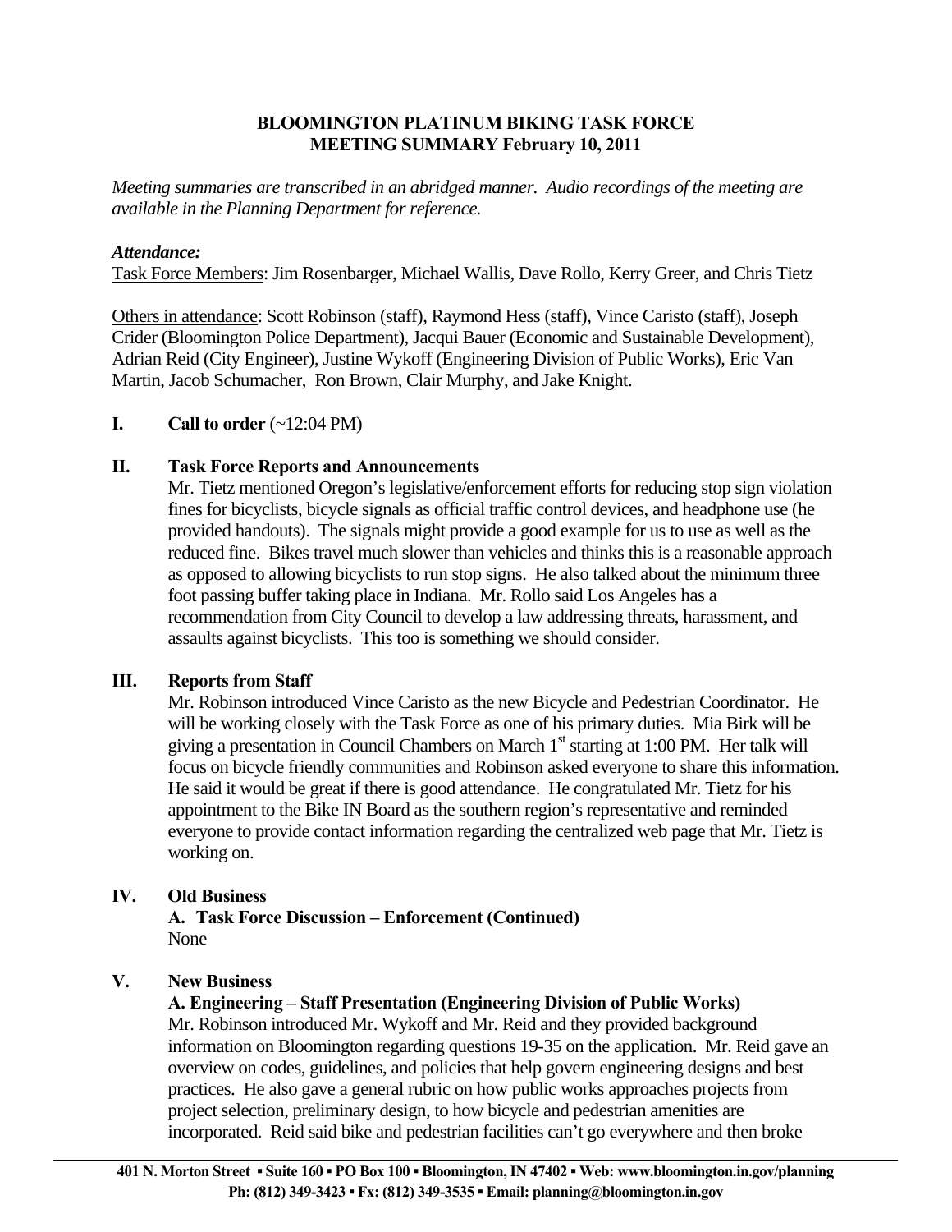# BLOOMINGTON PLATINUM BIKING TASK FORCE
## MEETING SUMMARY February 10, 2011

*Meeting summaries are transcribed in an abridged manner. Audio recordings of the meeting are available in the Planning Department for reference.*

***Attendance:***

Task Force Members: Jim Rosenbarger, Michael Wallis, Dave Rollo, Kerry Greer, and Chris Tietz

Others in attendance: Scott Robinson (staff), Raymond Hess (staff), Vince Caristo (staff), Joseph Crider (Bloomington Police Department), Jacqui Bauer (Economic and Sustainable Development), Adrian Reid (City Engineer), Justine Wykoff (Engineering Division of Public Works), Eric Van Martin, Jacob Schumacher, Ron Brown, Clair Murphy, and Jake Knight.

**I. Call to order** (~12:04 PM)

**II. Task Force Reports and Announcements**

Mr. Tietz mentioned Oregon's legislative/enforcement efforts for reducing stop sign violation fines for bicyclists, bicycle signals as official traffic control devices, and headphone use (he provided handouts). The signals might provide a good example for us to use as well as the reduced fine. Bikes travel much slower than vehicles and thinks this is a reasonable approach as opposed to allowing bicyclists to run stop signs. He also talked about the minimum three foot passing buffer taking place in Indiana. Mr. Rollo said Los Angeles has a recommendation from City Council to develop a law addressing threats, harassment, and assaults against bicyclists. This too is something we should consider.

**III. Reports from Staff**

Mr. Robinson introduced Vince Caristo as the new Bicycle and Pedestrian Coordinator. He will be working closely with the Task Force as one of his primary duties. Mia Birk will be giving a presentation in Council Chambers on March 1st starting at 1:00 PM. Her talk will focus on bicycle friendly communities and Robinson asked everyone to share this information. He said it would be great if there is good attendance. He congratulated Mr. Tietz for his appointment to the Bike IN Board as the southern region's representative and reminded everyone to provide contact information regarding the centralized web page that Mr. Tietz is working on.

**IV. Old Business**

**A. Task Force Discussion – Enforcement (Continued)**

None

**V. New Business**

**A. Engineering – Staff Presentation (Engineering Division of Public Works)**

Mr. Robinson introduced Mr. Wykoff and Mr. Reid and they provided background information on Bloomington regarding questions 19-35 on the application. Mr. Reid gave an overview on codes, guidelines, and policies that help govern engineering designs and best practices. He also gave a general rubric on how public works approaches projects from project selection, preliminary design, to how bicycle and pedestrian amenities are incorporated. Reid said bike and pedestrian facilities can't go everywhere and then broke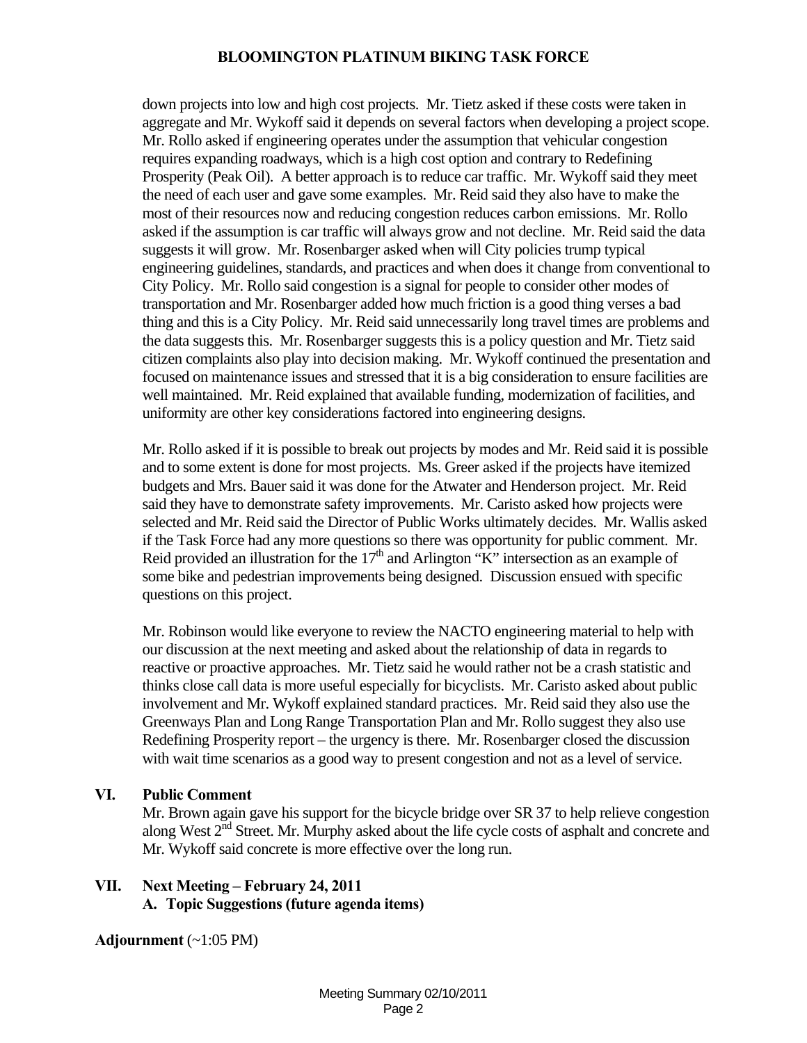down projects into low and high cost projects. Mr. Tietz asked if these costs were taken in aggregate and Mr. Wykoff said it depends on several factors when developing a project scope. Mr. Rollo asked if engineering operates under the assumption that vehicular congestion requires expanding roadways, which is a high cost option and contrary to Redefining Prosperity (Peak Oil). A better approach is to reduce car traffic. Mr. Wykoff said they meet the need of each user and gave some examples. Mr. Reid said they also have to make the most of their resources now and reducing congestion reduces carbon emissions. Mr. Rollo asked if the assumption is car traffic will always grow and not decline. Mr. Reid said the data suggests it will grow. Mr. Rosenbarger asked when will City policies trump typical engineering guidelines, standards, and practices and when does it change from conventional to City Policy. Mr. Rollo said congestion is a signal for people to consider other modes of transportation and Mr. Rosenbarger added how much friction is a good thing verses a bad thing and this is a City Policy. Mr. Reid said unnecessarily long travel times are problems and the data suggests this. Mr. Rosenbarger suggests this is a policy question and Mr. Tietz said citizen complaints also play into decision making. Mr. Wykoff continued the presentation and focused on maintenance issues and stressed that it is a big consideration to ensure facilities are well maintained. Mr. Reid explained that available funding, modernization of facilities, and uniformity are other key considerations factored into engineering designs.

Mr. Rollo asked if it is possible to break out projects by modes and Mr. Reid said it is possible and to some extent is done for most projects. Ms. Greer asked if the projects have itemized budgets and Mrs. Bauer said it was done for the Atwater and Henderson project. Mr. Reid said they have to demonstrate safety improvements. Mr. Caristo asked how projects were selected and Mr. Reid said the Director of Public Works ultimately decides. Mr. Wallis asked if the Task Force had any more questions so there was opportunity for public comment. Mr. Reid provided an illustration for the 17th and Arlington "K" intersection as an example of some bike and pedestrian improvements being designed. Discussion ensued with specific questions on this project.

Mr. Robinson would like everyone to review the NACTO engineering material to help with our discussion at the next meeting and asked about the relationship of data in regards to reactive or proactive approaches. Mr. Tietz said he would rather not be a crash statistic and thinks close call data is more useful especially for bicyclists. Mr. Caristo asked about public involvement and Mr. Wykoff explained standard practices. Mr. Reid said they also use the Greenways Plan and Long Range Transportation Plan and Mr. Rollo suggest they also use Redefining Prosperity report – the urgency is there. Mr. Rosenbarger closed the discussion with wait time scenarios as a good way to present congestion and not as a level of service.

## VI. Public Comment

Mr. Brown again gave his support for the bicycle bridge over SR 37 to help relieve congestion along West 2nd Street. Mr. Murphy asked about the life cycle costs of asphalt and concrete and Mr. Wykoff said concrete is more effective over the long run.

## VII. Next Meeting – February 24, 2011

**A. Topic Suggestions (future agenda items)**

**Adjournment** (~1:05 PM)